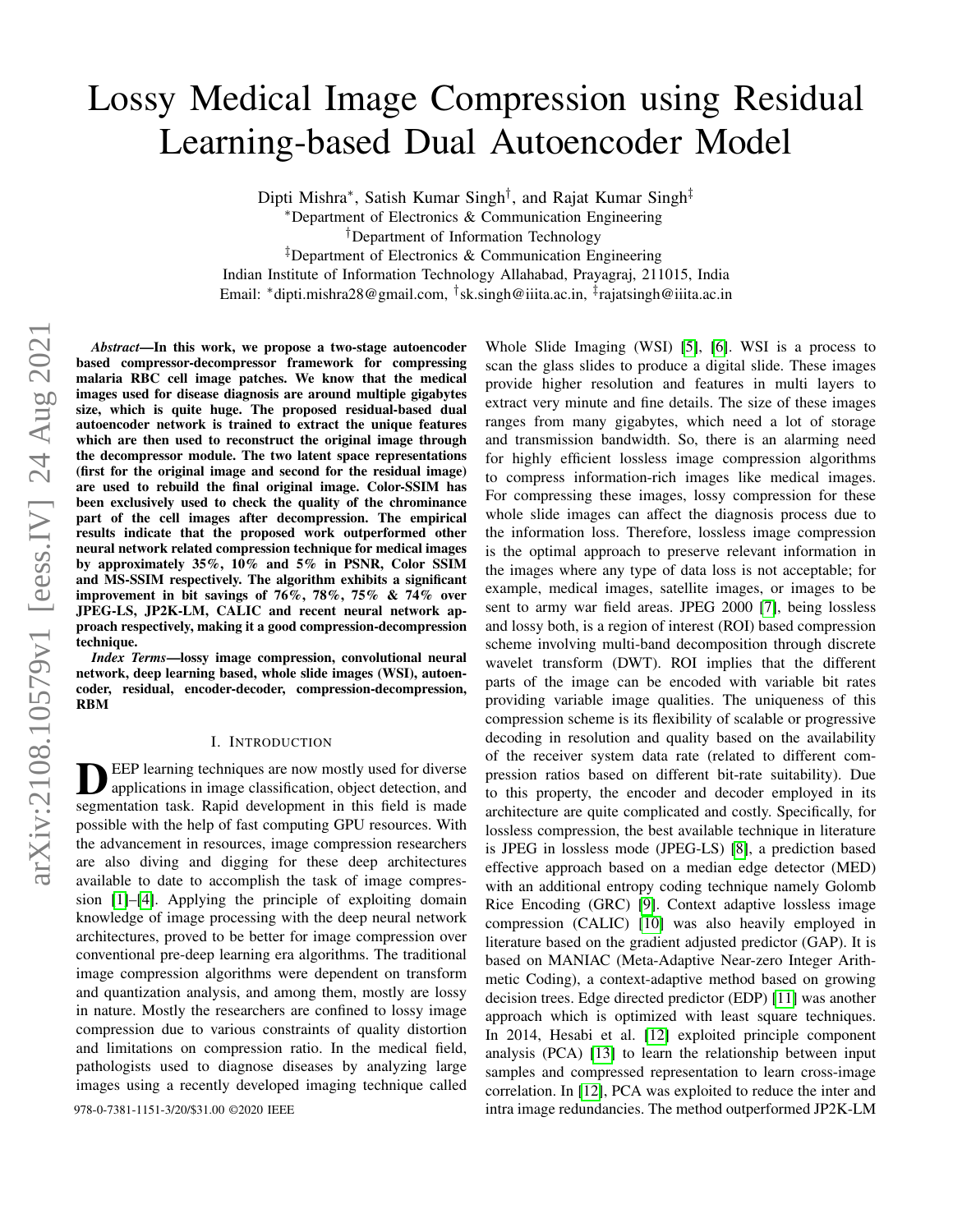# Lossy Medical Image Compression using Residual Learning-based Dual Autoencoder Model

Dipti Mishra*, Satish Kumar Singh†, and Rajat Kumar Singh‡

*Department of Electronics & Communication Engineering

†Department of Information Technology

‡Department of Electronics & Communication Engineering

Indian Institute of Information Technology Allahabad, Prayagraj, 211015, India

Email: *dipti.mishra28@gmail.com, †sk.singh@iiita.ac.in, ‡rajatsingh@iiita.ac.in

***Abstract*—In this work, we propose a two-stage autoencoder based compressor-decompressor framework for compressing malaria RBC cell image patches. We know that the medical images used for disease diagnosis are around multiple gigabytes size, which is quite huge. The proposed residual-based dual autoencoder network is trained to extract the unique features which are then used to reconstruct the original image through the decompressor module. The two latent space representations (first for the original image and second for the residual image) are used to rebuild the final original image. Color-SSIM has been exclusively used to check the quality of the chrominance part of the cell images after decompression. The empirical results indicate that the proposed work outperformed other neural network related compression technique for medical images by approximately 35%, 10% and 5% in PSNR, Color SSIM and MS-SSIM respectively. The algorithm exhibits a significant improvement in bit savings of 76%, 78%, 75% & 74% over JPEG-LS, JP2K-LM, CALIC and recent neural network approach respectively, making it a good compression-decompression technique.**

***Index Terms*—lossy image compression, convolutional neural network, deep learning based, whole slide images (WSI), autoencoder, residual, encoder-decoder, compression-decompression, RBM**

## I. Introduction

Deep learning techniques are now mostly used for diverse applications in image classification, object detection, and segmentation task. Rapid development in this field is made possible with the help of fast computing GPU resources. With the advancement in resources, image compression researchers are also diving and digging for these deep architectures available to date to accomplish the task of image compression [1]–[4]. Applying the principle of exploiting domain knowledge of image processing with the deep neural network architectures, proved to be better for image compression over conventional pre-deep learning era algorithms. The traditional image compression algorithms were dependent on transform and quantization analysis, and among them, mostly are lossy in nature. Mostly the researchers are confined to lossy image compression due to various constraints of quality distortion and limitations on compression ratio. In the medical field, pathologists used to diagnose diseases by analyzing large images using a recently developed imaging technique called Whole Slide Imaging (WSI) [5], [6]. WSI is a process to scan the glass slides to produce a digital slide. These images provide higher resolution and features in multi layers to extract very minute and fine details. The size of these images ranges from many gigabytes, which need a lot of storage and transmission bandwidth. So, there is an alarming need for highly efficient lossless image compression algorithms to compress information-rich images like medical images. For compressing these images, lossy compression for these whole slide images can affect the diagnosis process due to the information loss. Therefore, lossless image compression is the optimal approach to preserve relevant information in the images where any type of data loss is not acceptable; for example, medical images, satellite images, or images to be sent to army war field areas. JPEG 2000 [7], being lossless and lossy both, is a region of interest (ROI) based compression scheme involving multi-band decomposition through discrete wavelet transform (DWT). ROI implies that the different parts of the image can be encoded with variable bit rates providing variable image qualities. The uniqueness of this compression scheme is its flexibility of scalable or progressive decoding in resolution and quality based on the availability of the receiver system data rate (related to different compression ratios based on different bit-rate suitability). Due to this property, the encoder and decoder employed in its architecture are quite complicated and costly. Specifically, for lossless compression, the best available technique in literature is JPEG in lossless mode (JPEG-LS) [8], a prediction based effective approach based on a median edge detector (MED) with an additional entropy coding technique namely Golomb Rice Encoding (GRC) [9]. Context adaptive lossless image compression (CALIC) [10] was also heavily employed in literature based on the gradient adjusted predictor (GAP). It is based on MANIAC (Meta-Adaptive Near-zero Integer Arithmetic Coding), a context-adaptive method based on growing decision trees. Edge directed predictor (EDP) [11] was another approach which is optimized with least square techniques. In 2014, Hesabi et al. [12] exploited principle component analysis (PCA) [13] to learn the relationship between input samples and compressed representation to learn cross-image correlation. In [12], PCA was exploited to reduce the inter and intra image redundancies. The method outperformed JP2K-LM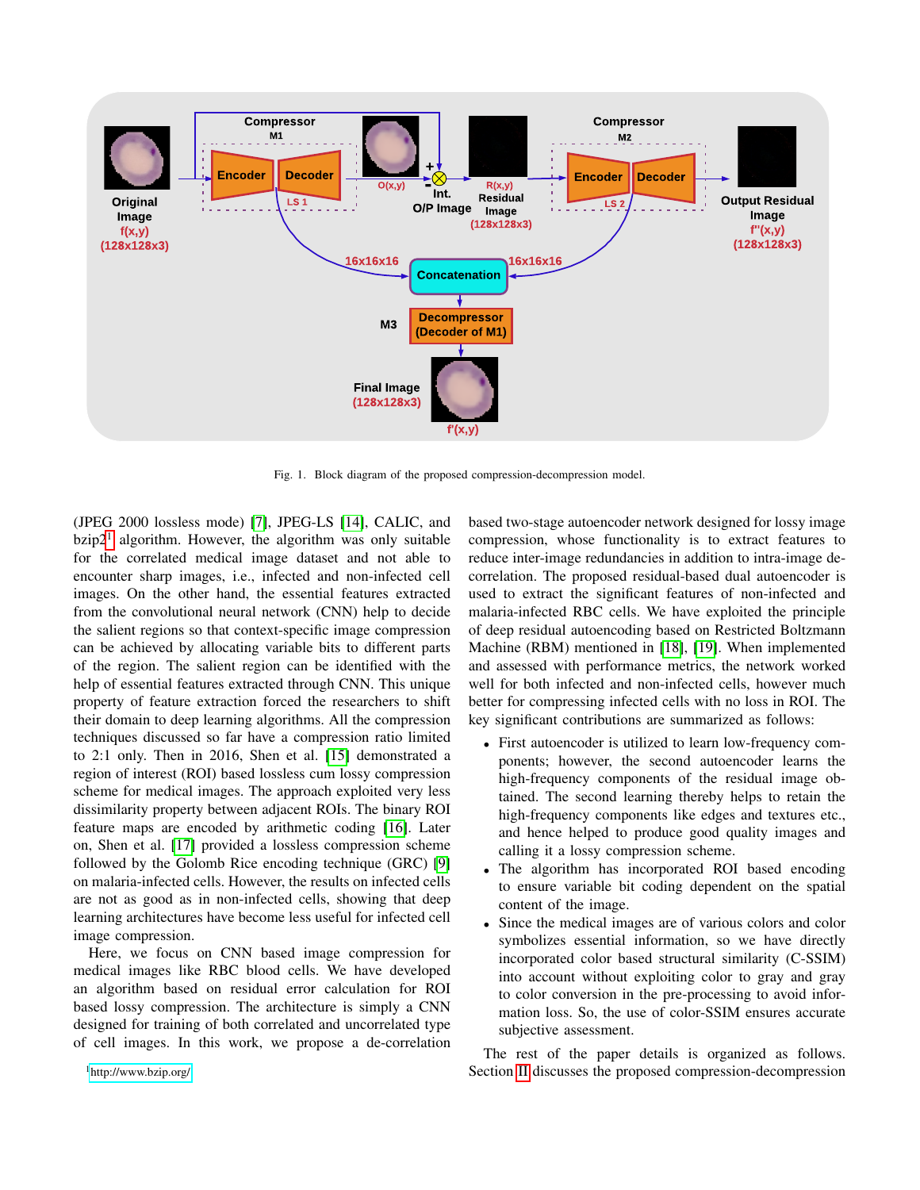Fig. 1. Block diagram of the proposed compression-decompression model.

(JPEG 2000 lossless mode) [7], JPEG-LS [14], CALIC, and bzip2[1] algorithm. However, the algorithm was only suitable for the correlated medical image dataset and not able to encounter sharp images, i.e., infected and non-infected cell images. On the other hand, the essential features extracted from the convolutional neural network (CNN) help to decide the salient regions so that context-specific image compression can be achieved by allocating variable bits to different parts of the region. The salient region can be identified with the help of essential features extracted through CNN. This unique property of feature extraction forced the researchers to shift their domain to deep learning algorithms. All the compression techniques discussed so far have a compression ratio limited to 2:1 only. Then in 2016, Shen et al. [15] demonstrated a region of interest (ROI) based lossless cum lossy compression scheme for medical images. The approach exploited very less dissimilarity property between adjacent ROIs. The binary ROI feature maps are encoded by arithmetic coding [16]. Later on, Shen et al. [17] provided a lossless compression scheme followed by the Golomb Rice encoding technique (GRC) [9] on malaria-infected cells. However, the results on infected cells are not as good as in non-infected cells, showing that deep learning architectures have become less useful for infected cell image compression.

Here, we focus on CNN based image compression for medical images like RBC blood cells. We have developed an algorithm based on residual error calculation for ROI based lossy compression. The architecture is simply a CNN designed for training of both correlated and uncorrelated type of cell images. In this work, we propose a de-correlation based two-stage autoencoder network designed for lossy image compression, whose functionality is to extract features to reduce inter-image redundancies in addition to intra-image de-correlation. The proposed residual-based dual autoencoder is used to extract the significant features of non-infected and malaria-infected RBC cells. We have exploited the principle of deep residual autoencoding based on Restricted Boltzmann Machine (RBM) mentioned in [18], [19]. When implemented and assessed with performance metrics, the network worked well for both infected and non-infected cells, however much better for compressing infected cells with no loss in ROI. The key significant contributions are summarized as follows:

- First autoencoder is utilized to learn low-frequency components; however, the second autoencoder learns the high-frequency components of the residual image obtained. The second learning thereby helps to retain the high-frequency components like edges and textures etc., and hence helped to produce good quality images and calling it a lossy compression scheme.
- The algorithm has incorporated ROI based encoding to ensure variable bit coding dependent on the spatial content of the image.
- Since the medical images are of various colors and color symbolizes essential information, so we have directly incorporated color based structural similarity (C-SSIM) into account without exploiting color to gray and gray to color conversion in the pre-processing to avoid information loss. So, the use of color-SSIM ensures accurate subjective assessment.

The rest of the paper details is organized as follows. Section II discusses the proposed compression-decompression

[1] http://www.bzip.org/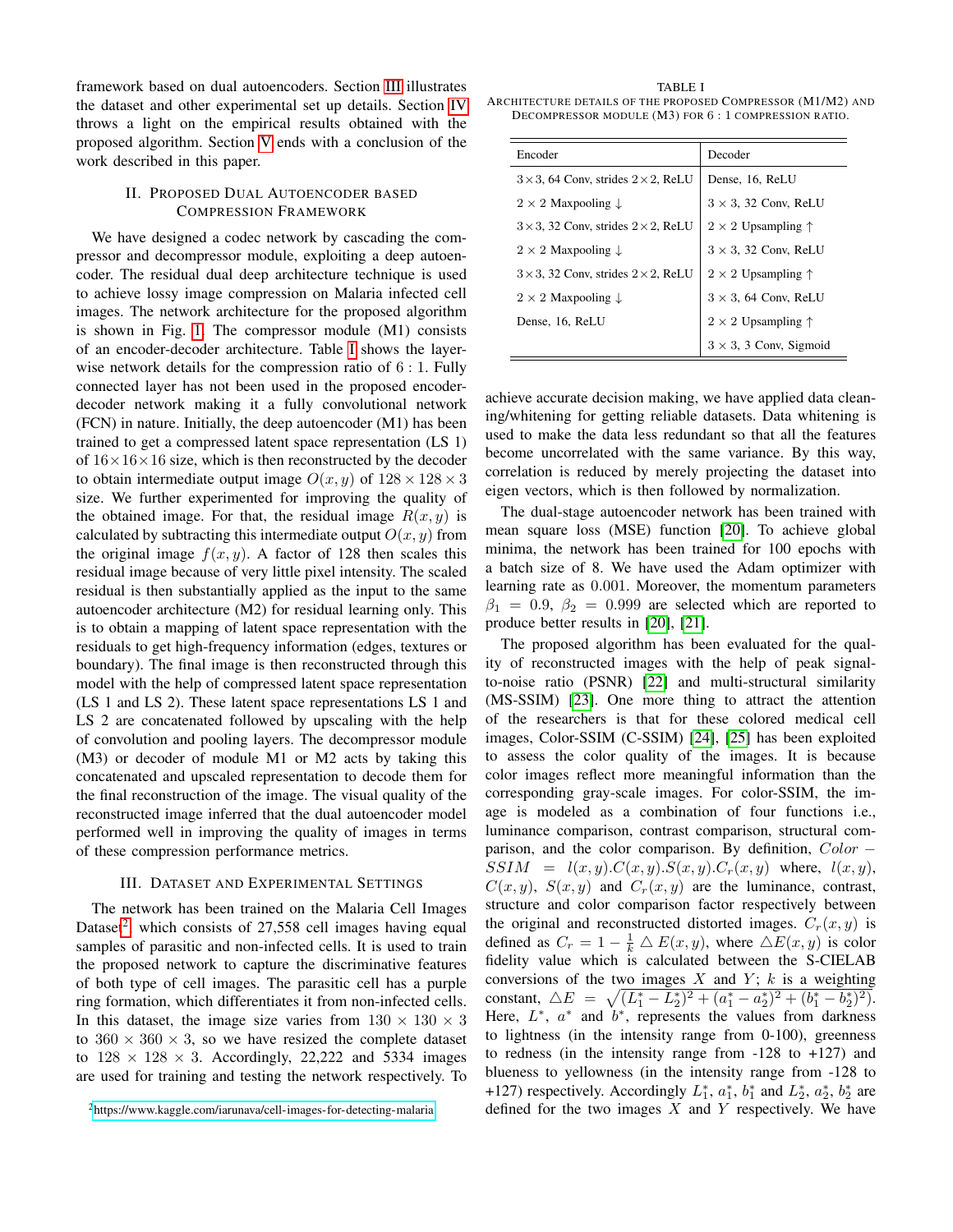framework based on dual autoencoders. Section III illustrates the dataset and other experimental set up details. Section IV throws a light on the empirical results obtained with the proposed algorithm. Section V ends with a conclusion of the work described in this paper.

## II. Proposed Dual Autoencoder based Compression Framework

We have designed a codec network by cascading the compressor and decompressor module, exploiting a deep autoencoder. The residual dual deep architecture technique is used to achieve lossy image compression on Malaria infected cell images. The network architecture for the proposed algorithm is shown in Fig. 1. The compressor module (M1) consists of an encoder-decoder architecture. Table I shows the layer-wise network details for the compression ratio of $6:1$. Fully connected layer has not been used in the proposed encoder-decoder network making it a fully convolutional network (FCN) in nature. Initially, the deep autoencoder (M1) has been trained to get a compressed latent space representation (LS 1) of $16\times16\times16$ size, which is then reconstructed by the decoder to obtain intermediate output image $O(x,y)$ of $128\times128\times3$ size. We further experimented for improving the quality of the obtained image. For that, the residual image $R(x,y)$ is calculated by subtracting this intermediate output $O(x,y)$ from the original image $f(x,y)$. A factor of 128 then scales this residual image because of very little pixel intensity. The scaled residual is then substantially applied as the input to the same autoencoder architecture (M2) for residual learning only. This is to obtain a mapping of latent space representation with the residuals to get high-frequency information (edges, textures or boundary). The final image is then reconstructed through this model with the help of compressed latent space representation (LS 1 and LS 2). These latent space representations LS 1 and LS 2 are concatenated followed by upscaling with the help of convolution and pooling layers. The decompressor module (M3) or decoder of module M1 or M2 acts by taking this concatenated and upscaled representation to decode them for the final reconstruction of the image. The visual quality of the reconstructed image inferred that the dual autoencoder model performed well in improving the quality of images in terms of these compression performance metrics.

## III. Dataset and Experimental Settings

The network has been trained on the Malaria Cell Images Dataset[2] which consists of 27,558 cell images having equal samples of parasitic and non-infected cells. It is used to train the proposed network to capture the discriminative features of both type of cell images. The parasitic cell has a purple ring formation, which differentiates it from non-infected cells. In this dataset, the image size varies from $130\times130\times3$ to $360\times360\times3$, so we have resized the complete dataset to $128\times128\times3$. Accordingly, 22,222 and 5334 images are used for training and testing the network respectively. To achieve accurate decision making, we have applied data cleaning/whitening for getting reliable datasets. Data whitening is used to make the data less redundant so that all the features become uncorrelated with the same variance. By this way, correlation is reduced by merely projecting the dataset into eigen vectors, which is then followed by normalization.

[2] https://www.kaggle.com/iarunava/cell-images-for-detecting-malaria

TABLE I
Architecture details of the proposed Compressor (M1/M2) and Decompressor module (M3) for $6:1$ compression ratio.

| Encoder | Decoder |
|---|---|
| $3\times3$, 64 Conv, strides $2\times2$, ReLU | Dense, 16, ReLU |
| $2\times2$ Maxpooling ↓ | $3\times3$, 32 Conv, ReLU |
| $3\times3$, 32 Conv, strides $2\times2$, ReLU | $2\times2$ Upsampling ↑ |
| $2\times2$ Maxpooling ↓ | $3\times3$, 32 Conv, ReLU |
| $3\times3$, 32 Conv, strides $2\times2$, ReLU | $2\times2$ Upsampling ↑ |
| $2\times2$ Maxpooling ↓ | $3\times3$, 64 Conv, ReLU |
| Dense, 16, ReLU | $2\times2$ Upsampling ↑ |
| | $3\times3$, 3 Conv, Sigmoid |

The dual-stage autoencoder network has been trained with mean square loss (MSE) function [20]. To achieve global minima, the network has been trained for 100 epochs with a batch size of 8. We have used the Adam optimizer with learning rate as 0.001. Moreover, the momentum parameters $\beta_1 = 0.9$, $\beta_2 = 0.999$ are selected which are reported to produce better results in [20], [21].

The proposed algorithm has been evaluated for the quality of reconstructed images with the help of peak signal-to-noise ratio (PSNR) [22] and multi-structural similarity (MS-SSIM) [23]. One more thing to attract the attention of the researchers is that for these colored medical cell images, Color-SSIM (C-SSIM) [24], [25] has been exploited to assess the color quality of the images. It is because color images reflect more meaningful information than the corresponding gray-scale images. For color-SSIM, the image is modeled as a combination of four functions i.e., luminance comparison, contrast comparison, structural comparison, and the color comparison. By definition, $Color-SSIM = l(x,y).C(x,y).S(x,y).C_r(x,y)$ where, $l(x,y)$, $C(x,y)$, $S(x,y)$ and $C_r(x,y)$ are the luminance, contrast, structure and color comparison factor respectively between the original and reconstructed distorted images. $C_r(x,y)$ is defined as $C_r = 1 - \frac{1}{k}\triangle E(x,y)$, where $\triangle E(x,y)$ is color fidelity value which is calculated between the S-CIELAB conversions of the two images $X$ and $Y$; $k$ is a weighting constant, $\triangle E = \sqrt{(L_1^* - L_2^*)^2 + (a_1^* - a_2^*)^2 + (b_1^* - b_2^*)^2)}$. Here, $L^*$, $a^*$ and $b^*$, represents the values from darkness to lightness (in the intensity range from 0-100), greenness to redness (in the intensity range from -128 to +127) and blueness to yellowness (in the intensity range from -128 to +127) respectively. Accordingly $L_1^*$, $a_1^*$, $b_1^*$ and $L_2^*$, $a_2^*$, $b_2^*$ are defined for the two images $X$ and $Y$ respectively. We have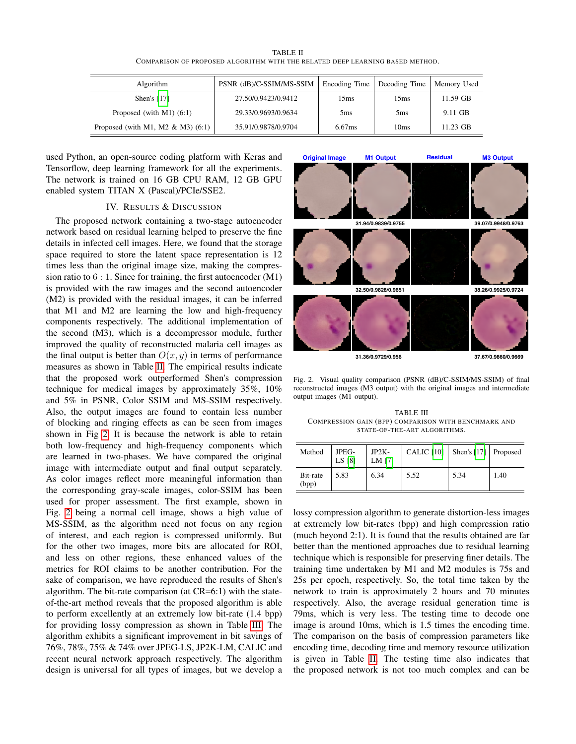TABLE II
COMPARISON OF PROPOSED ALGORITHM WITH THE RELATED DEEP LEARNING BASED METHOD.

| Algorithm | PSNR (dB)/C-SSIM/MS-SSIM | Encoding Time | Decoding Time | Memory Used |
|---|---|---|---|---|
| Shen's [17] | 27.50/0.9423/0.9412 | 15ms | 15ms | 11.59 GB |
| Proposed (with M1) (6:1) | 29.33/0.9693/0.9634 | 5ms | 5ms | 9.11 GB |
| Proposed (with M1, M2 & M3) (6:1) | 35.91/0.9878/0.9704 | 6.67ms | 10ms | 11.23 GB |

used Python, an open-source coding platform with Keras and Tensorflow, deep learning framework for all the experiments. The network is trained on 16 GB CPU RAM, 12 GB GPU enabled system TITAN X (Pascal)/PCIe/SSE2.

## IV. Results & Discussion

The proposed network containing a two-stage autoencoder network based on residual learning helped to preserve the fine details in infected cell images. Here, we found that the storage space required to store the latent space representation is 12 times less than the original image size, making the compression ratio to $6:1$. Since for training, the first autoencoder (M1) is provided with the raw images and the second autoencoder (M2) is provided with the residual images, it can be inferred that M1 and M2 are learning the low and high-frequency components respectively. The additional implementation of the second (M3), which is a decompressor module, further improved the quality of reconstructed malaria cell images as the final output is better than $O(x, y)$ in terms of performance measures as shown in Table II. The empirical results indicate that the proposed work outperformed Shen's compression technique for medical images by approximately 35%, 10% and 5% in PSNR, Color SSIM and MS-SSIM respectively. Also, the output images are found to contain less number of blocking and ringing effects as can be seen from images shown in Fig 2. It is because the network is able to retain both low-frequency and high-frequency components which are learned in two-phases. We have compared the original image with intermediate output and final output separately. As color images reflect more meaningful information than the corresponding gray-scale images, color-SSIM has been used for proper assessment. The first example, shown in Fig. 2 being a normal cell image, shows a high value of MS-SSIM, as the algorithm need not focus on any region of interest, and each region is compressed uniformly. But for the other two images, more bits are allocated for ROI, and less on other regions, these enhanced values of the metrics for ROI claims to be another contribution. For the sake of comparison, we have reproduced the results of Shen's algorithm. The bit-rate comparison (at CR=6:1) with the state-of-the-art method reveals that the proposed algorithm is able to perform excellently at an extremely low bit-rate (1.4 bpp) for providing lossy compression as shown in Table III. The algorithm exhibits a significant improvement in bit savings of 76%, 78%, 75% & 74% over JPEG-LS, JP2K-LM, CALIC and recent neural network approach respectively. The algorithm design is universal for all types of images, but we develop a

| Original Image | M1 Output | Residual | M3 Output |
|---|---|---|---|
| | 31.94/0.9839/0.9755 | | 39.07/0.9948/0.9763 |
| | 32.50/0.9828/0.9651 | | 38.26/0.9925/0.9724 |
| | 31.36/0.9729/0.956 | | 37.67/0.9860/0.9669 |

Fig. 2. Visual quality comparison (PSNR (dB)/C-SSIM/MS-SSIM) of final reconstructed images (M3 output) with the original images and intermediate output images (M1 output).

TABLE III
COMPRESSION GAIN (BPP) COMPARISON WITH BENCHMARK AND STATE-OF-THE-ART ALGORITHMS.

| Method | JPEG-LS [8] | JP2K-LM [7] | CALIC [10] | Shen's [17] | Proposed |
|---|---|---|---|---|---|
| Bit-rate (bpp) | 5.83 | 6.34 | 5.52 | 5.34 | 1.40 |

lossy compression algorithm to generate distortion-less images at extremely low bit-rates (bpp) and high compression ratio (much beyond 2:1). It is found that the results obtained are far better than the mentioned approaches due to residual learning technique which is responsible for preserving finer details. The training time undertaken by M1 and M2 modules is 75s and 25s per epoch, respectively. So, the total time taken by the network to train is approximately 2 hours and 70 minutes respectively. Also, the average residual generation time is 79ms, which is very less. The testing time to decode one image is around 10ms, which is 1.5 times the encoding time. The comparison on the basis of compression parameters like encoding time, decoding time and memory resource utilization is given in Table II. The testing time also indicates that the proposed network is not too much complex and can be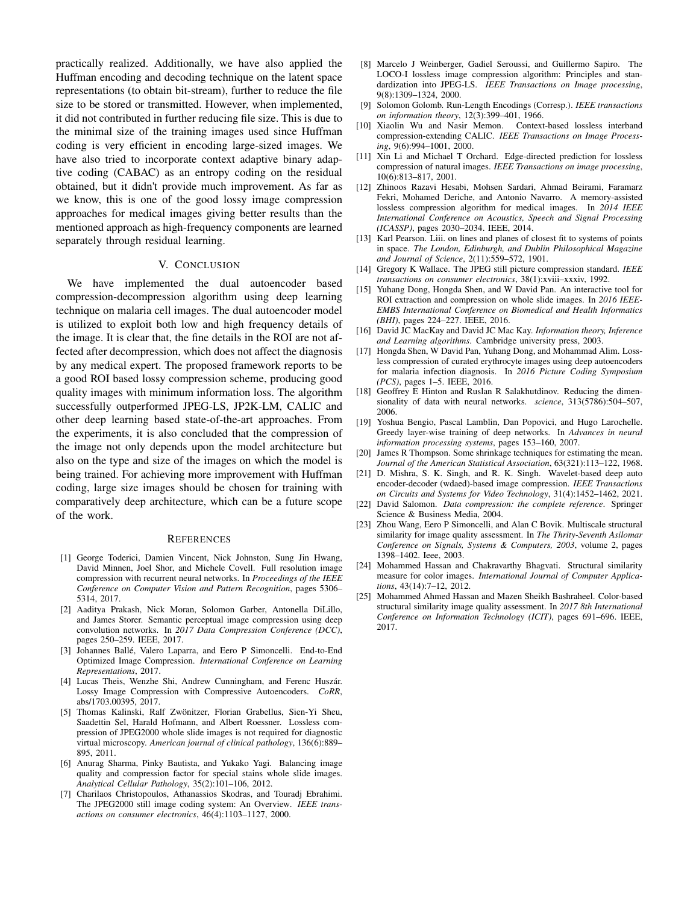practically realized. Additionally, we have also applied the Huffman encoding and decoding technique on the latent space representations (to obtain bit-stream), further to reduce the file size to be stored or transmitted. However, when implemented, it did not contributed in further reducing file size. This is due to the minimal size of the training images used since Huffman coding is very efficient in encoding large-sized images. We have also tried to incorporate context adaptive binary adaptive coding (CABAC) as an entropy coding on the residual obtained, but it didn't provide much improvement. As far as we know, this is one of the good lossy image compression approaches for medical images giving better results than the mentioned approach as high-frequency components are learned separately through residual learning.

## V. Conclusion

We have implemented the dual autoencoder based compression-decompression algorithm using deep learning technique on malaria cell images. The dual autoencoder model is utilized to exploit both low and high frequency details of the image. It is clear that, the fine details in the ROI are not affected after decompression, which does not affect the diagnosis by any medical expert. The proposed framework reports to be a good ROI based lossy compression scheme, producing good quality images with minimum information loss. The algorithm successfully outperformed JPEG-LS, JP2K-LM, CALIC and other deep learning based state-of-the-art approaches. From the experiments, it is also concluded that the compression of the image not only depends upon the model architecture but also on the type and size of the images on which the model is being trained. For achieving more improvement with Huffman coding, large size images should be chosen for training with comparatively deep architecture, which can be a future scope of the work.

## References

[1] George Toderici, Damien Vincent, Nick Johnston, Sung Jin Hwang, David Minnen, Joel Shor, and Michele Covell. Full resolution image compression with recurrent neural networks. In *Proceedings of the IEEE Conference on Computer Vision and Pattern Recognition*, pages 5306–5314, 2017.

[2] Aaditya Prakash, Nick Moran, Solomon Garber, Antonella DiLillo, and James Storer. Semantic perceptual image compression using deep convolution networks. In *2017 Data Compression Conference (DCC)*, pages 250–259. IEEE, 2017.

[3] Johannes Ballé, Valero Laparra, and Eero P Simoncelli. End-to-End Optimized Image Compression. *International Conference on Learning Representations*, 2017.

[4] Lucas Theis, Wenzhe Shi, Andrew Cunningham, and Ferenc Huszár. Lossy Image Compression with Compressive Autoencoders. *CoRR*, abs/1703.00395, 2017.

[5] Thomas Kalinski, Ralf Zwönitzer, Florian Grabellus, Sien-Yi Sheu, Saadettin Sel, Harald Hofmann, and Albert Roessner. Lossless compression of JPEG2000 whole slide images is not required for diagnostic virtual microscopy. *American journal of clinical pathology*, 136(6):889–895, 2011.

[6] Anurag Sharma, Pinky Bautista, and Yukako Yagi. Balancing image quality and compression factor for special stains whole slide images. *Analytical Cellular Pathology*, 35(2):101–106, 2012.

[7] Charilaos Christopoulos, Athanassios Skodras, and Touradj Ebrahimi. The JPEG2000 still image coding system: An Overview. *IEEE transactions on consumer electronics*, 46(4):1103–1127, 2000.

[8] Marcelo J Weinberger, Gadiel Seroussi, and Guillermo Sapiro. The LOCO-I lossless image compression algorithm: Principles and standardization into JPEG-LS. *IEEE Transactions on Image processing*, 9(8):1309–1324, 2000.

[9] Solomon Golomb. Run-Length Encodings (Corresp.). *IEEE transactions on information theory*, 12(3):399–401, 1966.

[10] Xiaolin Wu and Nasir Memon. Context-based lossless interband compression-extending CALIC. *IEEE Transactions on Image Processing*, 9(6):994–1001, 2000.

[11] Xin Li and Michael T Orchard. Edge-directed prediction for lossless compression of natural images. *IEEE Transactions on image processing*, 10(6):813–817, 2001.

[12] Zhinoos Razavi Hesabi, Mohsen Sardari, Ahmad Beirami, Faramarz Fekri, Mohamed Deriche, and Antonio Navarro. A memory-assisted lossless compression algorithm for medical images. In *2014 IEEE International Conference on Acoustics, Speech and Signal Processing (ICASSP)*, pages 2030–2034. IEEE, 2014.

[13] Karl Pearson. Liii. on lines and planes of closest fit to systems of points in space. *The London, Edinburgh, and Dublin Philosophical Magazine and Journal of Science*, 2(11):559–572, 1901.

[14] Gregory K Wallace. The JPEG still picture compression standard. *IEEE transactions on consumer electronics*, 38(1):xviii–xxxiv, 1992.

[15] Yuhang Dong, Hongda Shen, and W David Pan. An interactive tool for ROI extraction and compression on whole slide images. In *2016 IEEE-EMBS International Conference on Biomedical and Health Informatics (BHI)*, pages 224–227. IEEE, 2016.

[16] David JC MacKay and David JC Mac Kay. *Information theory, Inference and Learning algorithms*. Cambridge university press, 2003.

[17] Hongda Shen, W David Pan, Yuhang Dong, and Mohammad Alim. Lossless compression of curated erythrocyte images using deep autoencoders for malaria infection diagnosis. In *2016 Picture Coding Symposium (PCS)*, pages 1–5. IEEE, 2016.

[18] Geoffrey E Hinton and Ruslan R Salakhutdinov. Reducing the dimensionality of data with neural networks. *science*, 313(5786):504–507, 2006.

[19] Yoshua Bengio, Pascal Lamblin, Dan Popovici, and Hugo Larochelle. Greedy layer-wise training of deep networks. In *Advances in neural information processing systems*, pages 153–160, 2007.

[20] James R Thompson. Some shrinkage techniques for estimating the mean. *Journal of the American Statistical Association*, 63(321):113–122, 1968.

[21] D. Mishra, S. K. Singh, and R. K. Singh. Wavelet-based deep auto encoder-decoder (wdaed)-based image compression. *IEEE Transactions on Circuits and Systems for Video Technology*, 31(4):1452–1462, 2021.

[22] David Salomon. *Data compression: the complete reference*. Springer Science & Business Media, 2004.

[23] Zhou Wang, Eero P Simoncelli, and Alan C Bovik. Multiscale structural similarity for image quality assessment. In *The Thrity-Seventh Asilomar Conference on Signals, Systems & Computers, 2003*, volume 2, pages 1398–1402. Ieee, 2003.

[24] Mohammed Hassan and Chakravarthy Bhagvati. Structural similarity measure for color images. *International Journal of Computer Applications*, 43(14):7–12, 2012.

[25] Mohammed Ahmed Hassan and Mazen Sheikh Bashraheel. Color-based structural similarity image quality assessment. In *2017 8th International Conference on Information Technology (ICIT)*, pages 691–696. IEEE, 2017.